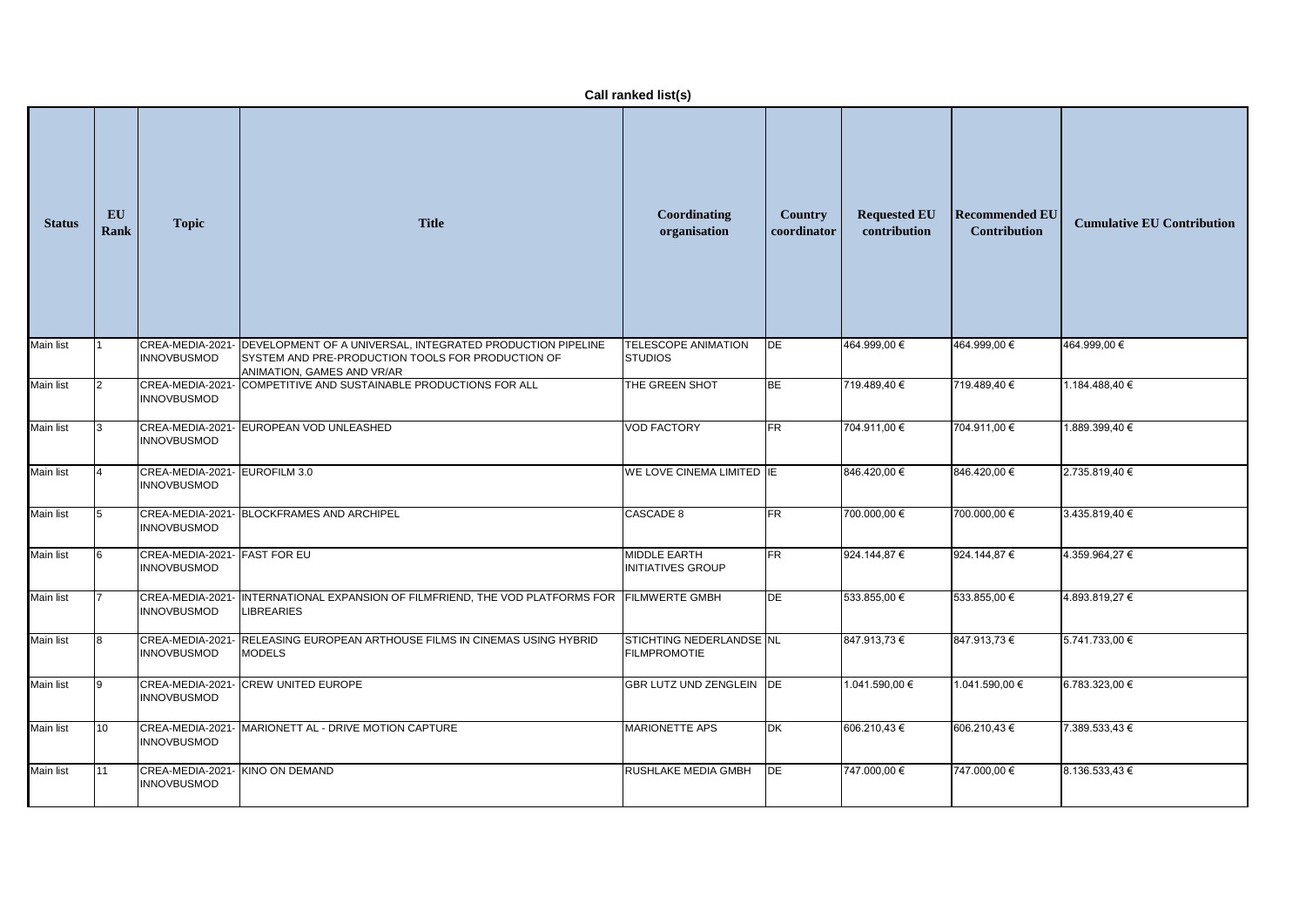**Call ranked list(s)**

| Status | EU Rank | Topic | Title | Coordinating organisation | Country coordinator | Requested EU contribution | Recommended EU Contribution | Cumulative EU Contribution |
|---|---|---|---|---|---|---|---|---|
| Main list | 1 | CREA-MEDIA-2021-INNOVBUSMOD | DEVELOPMENT OF A UNIVERSAL, INTEGRATED PRODUCTION PIPELINE SYSTEM AND PRE-PRODUCTION TOOLS FOR PRODUCTION OF ANIMATION, GAMES AND VR/AR | TELESCOPE ANIMATION STUDIOS | DE | 464.999,00 € | 464.999,00 € | 464.999,00 € |
| Main list | 2 | CREA-MEDIA-2021-INNOVBUSMOD | COMPETITIVE AND SUSTAINABLE PRODUCTIONS FOR ALL | THE GREEN SHOT | BE | 719.489,40 € | 719.489,40 € | 1.184.488,40 € |
| Main list | 3 | CREA-MEDIA-2021-INNOVBUSMOD | EUROPEAN VOD UNLEASHED | VOD FACTORY | FR | 704.911,00 € | 704.911,00 € | 1.889.399,40 € |
| Main list | 4 | CREA-MEDIA-2021-INNOVBUSMOD | EUROFILM 3.0 | WE LOVE CINEMA LIMITED | IE | 846.420,00 € | 846.420,00 € | 2.735.819,40 € |
| Main list | 5 | CREA-MEDIA-2021-INNOVBUSMOD | BLOCKFRAMES AND ARCHIPEL | CASCADE 8 | FR | 700.000,00 € | 700.000,00 € | 3.435.819,40 € |
| Main list | 6 | CREA-MEDIA-2021-INNOVBUSMOD | FAST FOR EU | MIDDLE EARTH INITIATIVES GROUP | FR | 924.144,87 € | 924.144,87 € | 4.359.964,27 € |
| Main list | 7 | CREA-MEDIA-2021-INNOVBUSMOD | INTERNATIONAL EXPANSION OF FILMFRIEND, THE VOD PLATFORMS FOR LIBREARIES | FILMWERTE GMBH | DE | 533.855,00 € | 533.855,00 € | 4.893.819,27 € |
| Main list | 8 | CREA-MEDIA-2021-INNOVBUSMOD | RELEASING EUROPEAN ARTHOUSE FILMS IN CINEMAS USING HYBRID MODELS | STICHTING NEDERLANDSE FILMPROMOTIE | NL | 847.913,73 € | 847.913,73 € | 5.741.733,00 € |
| Main list | 9 | CREA-MEDIA-2021-INNOVBUSMOD | CREW UNITED EUROPE | GBR LUTZ UND ZENGLEIN | DE | 1.041.590,00 € | 1.041.590,00 € | 6.783.323,00 € |
| Main list | 10 | CREA-MEDIA-2021-INNOVBUSMOD | MARIONETT AL - DRIVE MOTION CAPTURE | MARIONETTE APS | DK | 606.210,43 € | 606.210,43 € | 7.389.533,43 € |
| Main list | 11 | CREA-MEDIA-2021-INNOVBUSMOD | KINO ON DEMAND | RUSHLAKE MEDIA GMBH | DE | 747.000,00 € | 747.000,00 € | 8.136.533,43 € |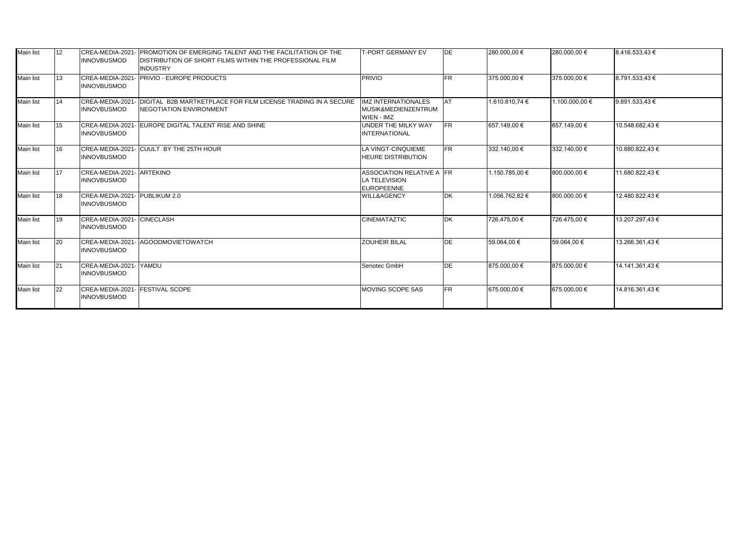| | | | | | | | | |
|---|---|---|---|---|---|---|---|---|
| Main list | 12 | CREA-MEDIA-2021-INNOVBUSMOD | PROMOTION OF EMERGING TALENT AND THE FACILITATION OF THE DISTRIBUTION OF SHORT FILMS WITHIN THE PROFESSIONAL FILM INDUSTRY | T-PORT GERMANY EV | DE | 280.000,00 € | 280.000,00 € | 8.416.533,43 € |
| Main list | 13 | CREA-MEDIA-2021-INNOVBUSMOD | PRIVIO - EUROPE PRODUCTS | PRIVIO | FR | 375.000,00 € | 375.000,00 € | 8.791.533,43 € |
| Main list | 14 | CREA-MEDIA-2021-INNOVBUSMOD | DIGITAL B2B MARTKETPLACE FOR FILM LICENSE TRADING IN A SECURE NEGOTIATION ENVIRONMENT | IMZ INTERNATIONALES MUSIK&MEDIENZENTRUM WIEN - IMZ | AT | 1.610.810,74 € | 1.100.000,00 € | 9.891.533,43 € |
| Main list | 15 | CREA-MEDIA-2021-INNOVBUSMOD | EUROPE DIGITAL TALENT RISE AND SHINE | UNDER THE MILKY WAY INTERNATIONAL | FR | 657.149,00 € | 657.149,00 € | 10.548.682,43 € |
| Main list | 16 | CREA-MEDIA-2021-INNOVBUSMOD | CUULT BY THE 25TH HOUR | LA VINGT-CINQUIEME HEURE DISTRIBUTION | FR | 332.140,00 € | 332.140,00 € | 10.880.822,43 € |
| Main list | 17 | CREA-MEDIA-2021-INNOVBUSMOD | ARTEKINO | ASSOCIATION RELATIVE A LA TELEVISION EUROPEENNE | FR | 1.150.785,00 € | 800.000,00 € | 11.680.822,43 € |
| Main list | 18 | CREA-MEDIA-2021-INNOVBUSMOD | PUBLIKUM 2.0 | WILL&AGENCY | DK | 1.056.762,82 € | 800.000,00 € | 12.480.822,43 € |
| Main list | 19 | CREA-MEDIA-2021-INNOVBUSMOD | CINECLASH | CINEMATAZTIC | DK | 726.475,00 € | 726.475,00 € | 13.207.297,43 € |
| Main list | 20 | CREA-MEDIA-2021-INNOVBUSMOD | AGOODMOVIETOWATCH | ZOUHEIR BILAL | DE | 59.064,00 € | 59.064,00 € | 13.266.361,43 € |
| Main list | 21 | CREA-MEDIA-2021-INNOVBUSMOD | YAMDU | Seriotec GmbH | DE | 875.000,00 € | 875.000,00 € | 14.141.361,43 € |
| Main list | 22 | CREA-MEDIA-2021-INNOVBUSMOD | FESTIVAL SCOPE | MOVING SCOPE SAS | FR | 675.000,00 € | 675.000,00 € | 14.816.361,43 € |